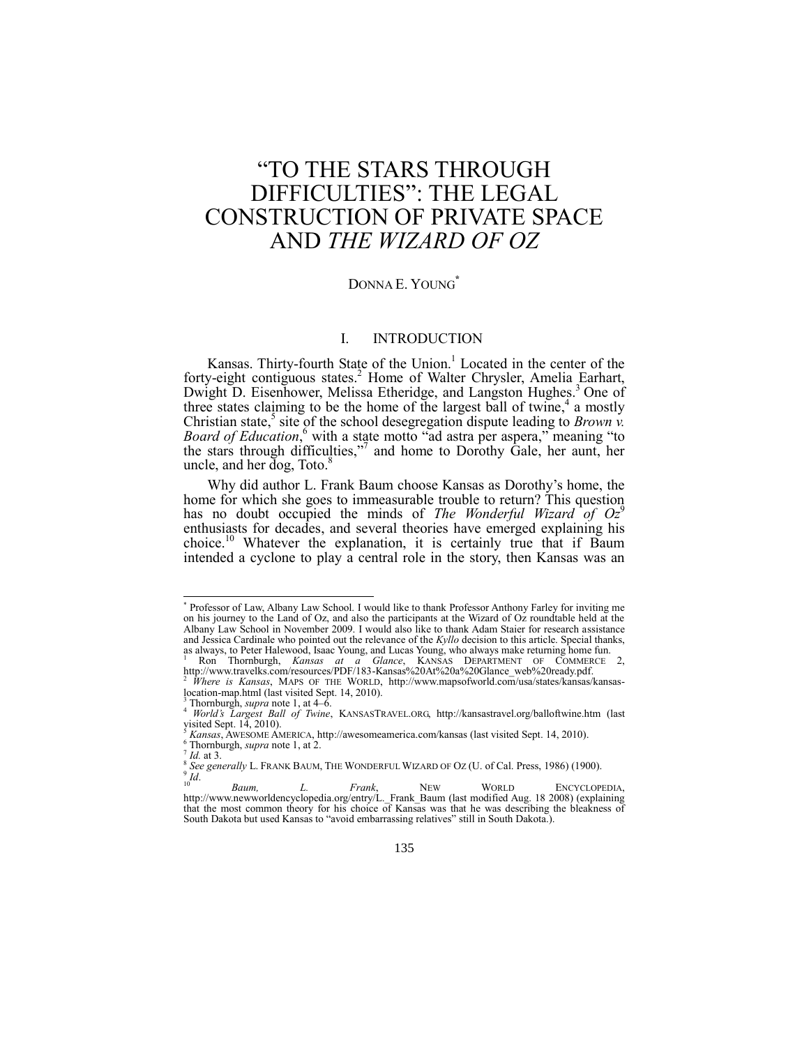# "TO THE STARS THROUGH DIFFICULTIES": THE LEGAL CONSTRUCTION OF PRIVATE SPACE AND *THE WIZARD OF OZ*

DONNA E. YOUNG[*]

## I. INTRODUCTION

Kansas. Thirty-fourth State of the Union.[1] Located in the center of the forty-eight contiguous states.[2] Home of Walter Chrysler, Amelia Earhart, Dwight D. Eisenhower, Melissa Etheridge, and Langston Hughes.[3] One of three states claiming to be the home of the largest ball of twine,[4] a mostly Christian state,[5] site of the school desegregation dispute leading to *Brown v. Board of Education*,[6] with a state motto "ad astra per aspera," meaning "to the stars through difficulties,"[7] and home to Dorothy Gale, her aunt, her uncle, and her dog, Toto.[8]

Why did author L. Frank Baum choose Kansas as Dorothy's home, the home for which she goes to immeasurable trouble to return? This question has no doubt occupied the minds of *The Wonderful Wizard of Oz*[9] enthusiasts for decades, and several theories have emerged explaining his choice.[10] Whatever the explanation, it is certainly true that if Baum intended a cyclone to play a central role in the story, then Kansas was an

---

[*] Professor of Law, Albany Law School. I would like to thank Professor Anthony Farley for inviting me on his journey to the Land of Oz, and also the participants at the Wizard of Oz roundtable held at the Albany Law School in November 2009. I would also like to thank Adam Staier for research assistance and Jessica Cardinale who pointed out the relevance of the *Kyllo* decision to this article. Special thanks, as always, to Peter Halewood, Isaac Young, and Lucas Young, who always make returning home fun.

[1] Ron Thornburgh, *Kansas at a Glance*, KANSAS DEPARTMENT OF COMMERCE 2, http://www.travelks.com/resources/PDF/183-Kansas%20At%20a%20Glance_web%20ready.pdf.

[2] *Where is Kansas*, MAPS OF THE WORLD, http://www.mapsofworld.com/usa/states/kansas/kansas-location-map.html (last visited Sept. 14, 2010).

[3] Thornburgh, *supra* note 1, at 4–6.

[4] *World's Largest Ball of Twine*, KANSASTRAVEL.ORG, http://kansastravel.org/balloftwine.htm (last visited Sept. 14, 2010).

[5] *Kansas*, AWESOME AMERICA, http://awesomeamerica.com/kansas (last visited Sept. 14, 2010).

[6] Thornburgh, *supra* note 1, at 2.

[7] *Id.* at 3.

[8] *See generally* L. FRANK BAUM, THE WONDERFUL WIZARD OF OZ (U. of Cal. Press, 1986) (1900).

[9] *Id*.

[10] *Baum, L. Frank*, NEW WORLD ENCYCLOPEDIA, http://www.newworldencyclopedia.org/entry/L._Frank_Baum (last modified Aug. 18 2008) (explaining that the most common theory for his choice of Kansas was that he was describing the bleakness of South Dakota but used Kansas to "avoid embarrassing relatives" still in South Dakota.).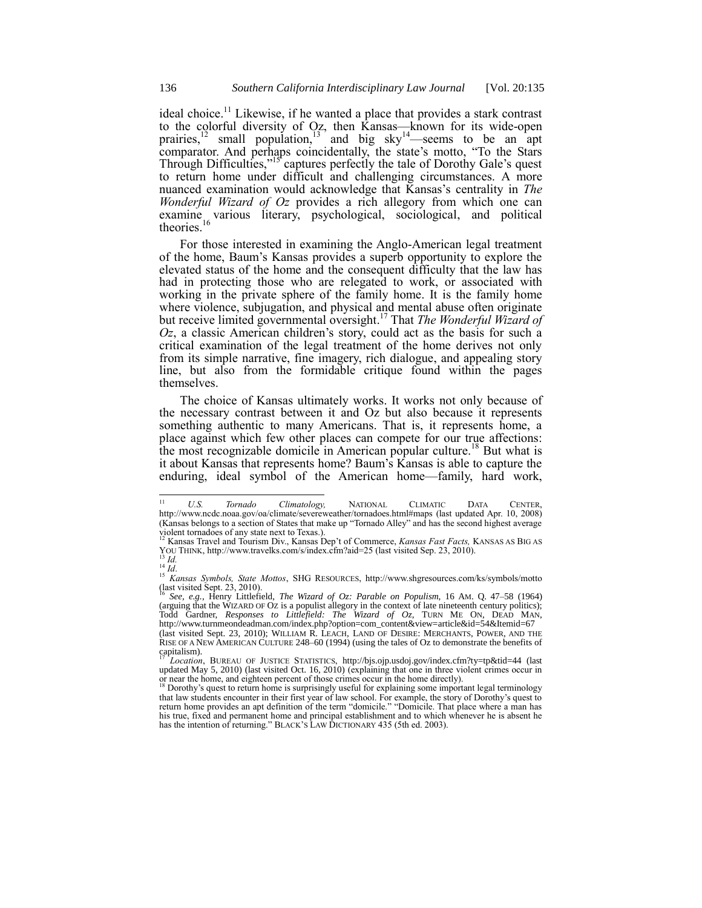ideal choice.[11] Likewise, if he wanted a place that provides a stark contrast to the colorful diversity of Oz, then Kansas—known for its wide-open prairies,[12] small population,[13] and big sky[14]—seems to be an apt comparator. And perhaps coincidentally, the state's motto, "To the Stars Through Difficulties,"[15] captures perfectly the tale of Dorothy Gale's quest to return home under difficult and challenging circumstances. A more nuanced examination would acknowledge that Kansas's centrality in *The Wonderful Wizard of Oz* provides a rich allegory from which one can examine various literary, psychological, sociological, and political theories.[16]

For those interested in examining the Anglo-American legal treatment of the home, Baum's Kansas provides a superb opportunity to explore the elevated status of the home and the consequent difficulty that the law has had in protecting those who are relegated to work, or associated with working in the private sphere of the family home. It is the family home where violence, subjugation, and physical and mental abuse often originate but receive limited governmental oversight.[17] That *The Wonderful Wizard of Oz*, a classic American children's story, could act as the basis for such a critical examination of the legal treatment of the home derives not only from its simple narrative, fine imagery, rich dialogue, and appealing story line, but also from the formidable critique found within the pages themselves.

The choice of Kansas ultimately works. It works not only because of the necessary contrast between it and Oz but also because it represents something authentic to many Americans. That is, it represents home, a place against which few other places can compete for our true affections: the most recognizable domicile in American popular culture.[18] But what is it about Kansas that represents home? Baum's Kansas is able to capture the enduring, ideal symbol of the American home—family, hard work,

---

[11] *U.S. Tornado Climatology*, NATIONAL CLIMATIC DATA CENTER, http://www.ncdc.noaa.gov/oa/climate/severeweather/tornadoes.html#maps (last updated Apr. 10, 2008) (Kansas belongs to a section of States that make up "Tornado Alley" and has the second highest average violent tornadoes of any state next to Texas.).

[12] Kansas Travel and Tourism Div., Kansas Dep't of Commerce, *Kansas Fast Facts,* KANSAS AS BIG AS YOU THINK, http://www.travelks.com/s/index.cfm?aid=25 (last visited Sep. 23, 2010).

[13] *Id.*

[14] *Id*.

[15] *Kansas Symbols, State Mottos*, SHG RESOURCES, http://www.shgresources.com/ks/symbols/motto (last visited Sept. 23, 2010).

[16] *See, e.g.*, Henry Littlefield, *The Wizard of Oz: Parable on Populism,* 16 AM. Q. 47–58 (1964) (arguing that the WIZARD OF OZ is a populist allegory in the context of late nineteenth century politics); Todd Gardner, *Responses to Littlefield: The Wizard of Oz*, TURN ME ON, DEAD MAN, http://www.turnmeondeadman.com/index.php?option=com_content&view=article&id=54&Itemid=67 (last visited Sept. 23, 2010); WILLIAM R. LEACH, LAND OF DESIRE: MERCHANTS, POWER, AND THE RISE OF A NEW AMERICAN CULTURE 248–60 (1994) (using the tales of Oz to demonstrate the benefits of capitalism).

[17] *Location*, BUREAU OF JUSTICE STATISTICS, http://bjs.ojp.usdoj.gov/index.cfm?ty=tp&tid=44 (last updated May 5, 2010) (last visited Oct. 16, 2010) (explaining that one in three violent crimes occur in or near the home, and eighteen percent of those crimes occur in the home directly).

[18] Dorothy's quest to return home is surprisingly useful for explaining some important legal terminology that law students encounter in their first year of law school. For example, the story of Dorothy's quest to return home provides an apt definition of the term "domicile." "Domicile. That place where a man has his true, fixed and permanent home and principal establishment and to which whenever he is absent he has the intention of returning." BLACK'S LAW DICTIONARY 435 (5th ed. 2003).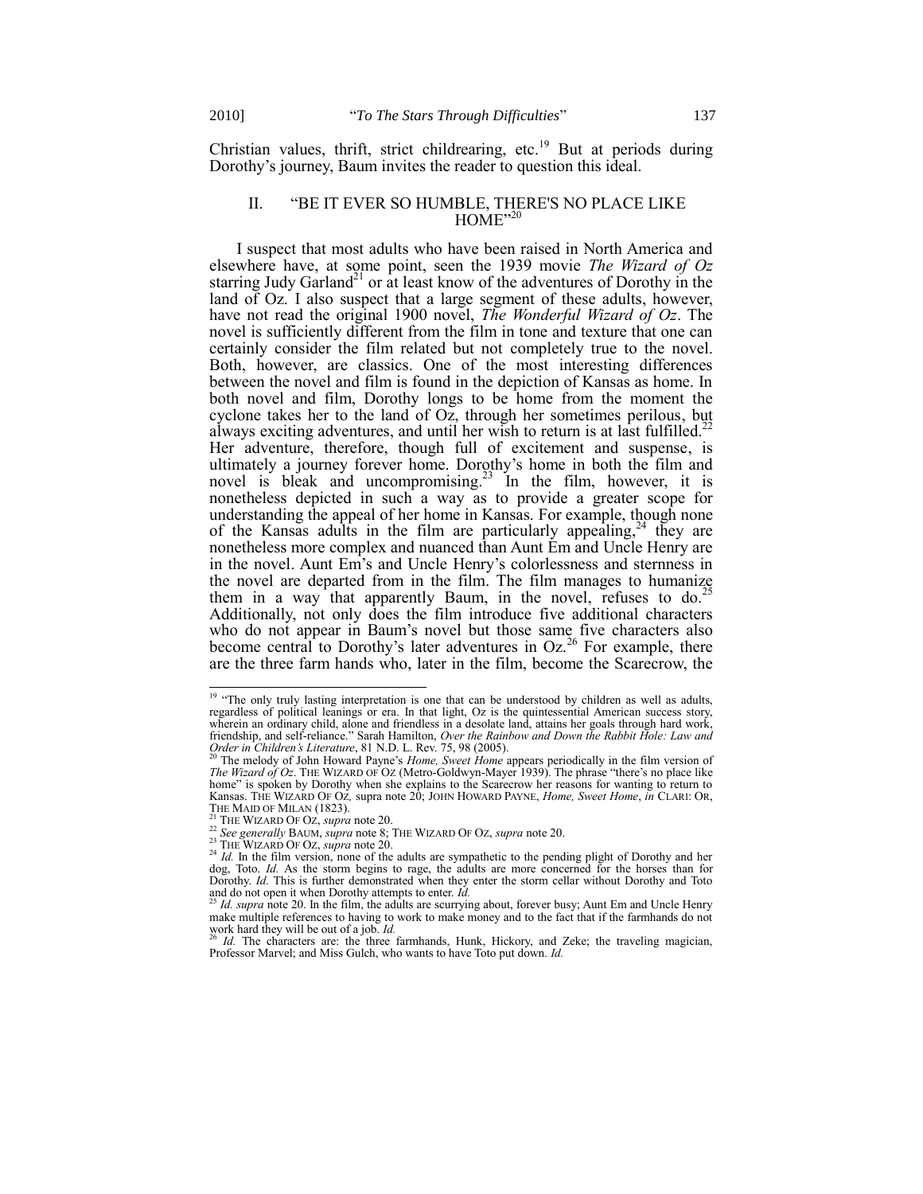Christian values, thrift, strict childrearing, etc.[19] But at periods during Dorothy's journey, Baum invites the reader to question this ideal.

## II. "BE IT EVER SO HUMBLE, THERE'S NO PLACE LIKE HOME"[20]

I suspect that most adults who have been raised in North America and elsewhere have, at some point, seen the 1939 movie *The Wizard of Oz* starring Judy Garland[21] or at least know of the adventures of Dorothy in the land of Oz. I also suspect that a large segment of these adults, however, have not read the original 1900 novel, *The Wonderful Wizard of Oz*. The novel is sufficiently different from the film in tone and texture that one can certainly consider the film related but not completely true to the novel. Both, however, are classics. One of the most interesting differences between the novel and film is found in the depiction of Kansas as home. In both novel and film, Dorothy longs to be home from the moment the cyclone takes her to the land of Oz, through her sometimes perilous, but always exciting adventures, and until her wish to return is at last fulfilled.[22] Her adventure, therefore, though full of excitement and suspense, is ultimately a journey forever home. Dorothy's home in both the film and novel is bleak and uncompromising.[23] In the film, however, it is nonetheless depicted in such a way as to provide a greater scope for understanding the appeal of her home in Kansas. For example, though none of the Kansas adults in the film are particularly appealing,[24] they are nonetheless more complex and nuanced than Aunt Em and Uncle Henry are in the novel. Aunt Em's and Uncle Henry's colorlessness and sternness in the novel are departed from in the film. The film manages to humanize them in a way that apparently Baum, in the novel, refuses to do.[25] Additionally, not only does the film introduce five additional characters who do not appear in Baum's novel but those same five characters also become central to Dorothy's later adventures in Oz.[26] For example, there are the three farm hands who, later in the film, become the Scarecrow, the

---

[19] "The only truly lasting interpretation is one that can be understood by children as well as adults, regardless of political leanings or era. In that light, Oz is the quintessential American success story, wherein an ordinary child, alone and friendless in a desolate land, attains her goals through hard work, friendship, and self-reliance." Sarah Hamilton, *Over the Rainbow and Down the Rabbit Hole: Law and Order in Children's Literature*, 81 N.D. L. Rev. 75, 98 (2005).

[20] The melody of John Howard Payne's *Home, Sweet Home* appears periodically in the film version of *The Wizard of Oz*. THE WIZARD OF OZ (Metro-Goldwyn-Mayer 1939). The phrase "there's no place like home" is spoken by Dorothy when she explains to the Scarecrow her reasons for wanting to return to Kansas. THE WIZARD OF OZ*,* supra note 20; JOHN HOWARD PAYNE, *Home, Sweet Home*, *in* CLARI: OR, THE MAID OF MILAN (1823).

[21] THE WIZARD OF OZ, *supra* note 20.

[22] *See generally* BAUM, *supra* note 8; THE WIZARD OF OZ, *supra* note 20.

[23] THE WIZARD OF OZ, *supra* note 20.

[24] *Id.* In the film version, none of the adults are sympathetic to the pending plight of Dorothy and her dog, Toto. *Id.* As the storm begins to rage, the adults are more concerned for the horses than for Dorothy. *Id.* This is further demonstrated when they enter the storm cellar without Dorothy and Toto and do not open it when Dorothy attempts to enter. *Id.*

[25] *Id. supra* note 20. In the film, the adults are scurrying about, forever busy; Aunt Em and Uncle Henry make multiple references to having to work to make money and to the fact that if the farmhands do not work hard they will be out of a job. *Id.*

[26] *Id.* The characters are: the three farmhands, Hunk, Hickory, and Zeke; the traveling magician, Professor Marvel; and Miss Gulch, who wants to have Toto put down. *Id.*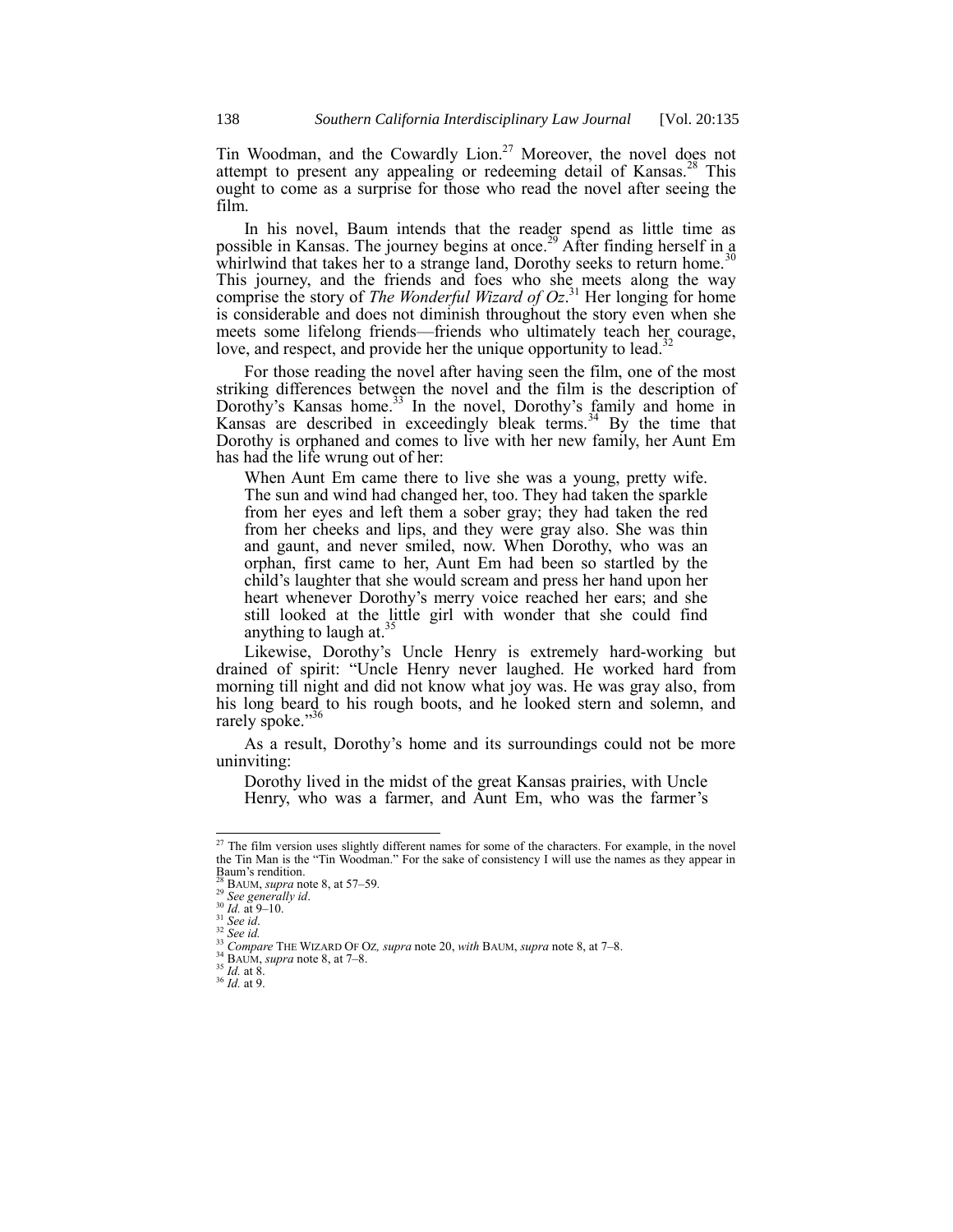Tin Woodman, and the Cowardly Lion.[27] Moreover, the novel does not attempt to present any appealing or redeeming detail of Kansas.[28] This ought to come as a surprise for those who read the novel after seeing the film.

In his novel, Baum intends that the reader spend as little time as possible in Kansas. The journey begins at once.[29] After finding herself in a whirlwind that takes her to a strange land, Dorothy seeks to return home.[30] This journey, and the friends and foes who she meets along the way comprise the story of *The Wonderful Wizard of Oz*.[31] Her longing for home is considerable and does not diminish throughout the story even when she meets some lifelong friends—friends who ultimately teach her courage, love, and respect, and provide her the unique opportunity to lead.[32]

For those reading the novel after having seen the film, one of the most striking differences between the novel and the film is the description of Dorothy's Kansas home.[33] In the novel, Dorothy's family and home in Kansas are described in exceedingly bleak terms.[34] By the time that Dorothy is orphaned and comes to live with her new family, her Aunt Em has had the life wrung out of her:

> When Aunt Em came there to live she was a young, pretty wife. The sun and wind had changed her, too. They had taken the sparkle from her eyes and left them a sober gray; they had taken the red from her cheeks and lips, and they were gray also. She was thin and gaunt, and never smiled, now. When Dorothy, who was an orphan, first came to her, Aunt Em had been so startled by the child's laughter that she would scream and press her hand upon her heart whenever Dorothy's merry voice reached her ears; and she still looked at the little girl with wonder that she could find anything to laugh at.[35]

Likewise, Dorothy's Uncle Henry is extremely hard-working but drained of spirit: "Uncle Henry never laughed. He worked hard from morning till night and did not know what joy was. He was gray also, from his long beard to his rough boots, and he looked stern and solemn, and rarely spoke."[36]

As a result, Dorothy's home and its surroundings could not be more uninviting:

> Dorothy lived in the midst of the great Kansas prairies, with Uncle Henry, who was a farmer, and Aunt Em, who was the farmer's

---

[27] The film version uses slightly different names for some of the characters. For example, in the novel the Tin Man is the "Tin Woodman." For the sake of consistency I will use the names as they appear in Baum's rendition.

[28] BAUM, *supra* note 8, at 57–59.

[29] *See generally id*.

[30] *Id.* at 9–10.

[31] *See id*.

[32] *See id.*

[33] *Compare* THE WIZARD OF OZ*, supra* note 20, *with* BAUM, *supra* note 8, at 7–8.

[34] BAUM, *supra* note 8, at 7–8.

[35] *Id.* at 8.

[36] *Id.* at 9.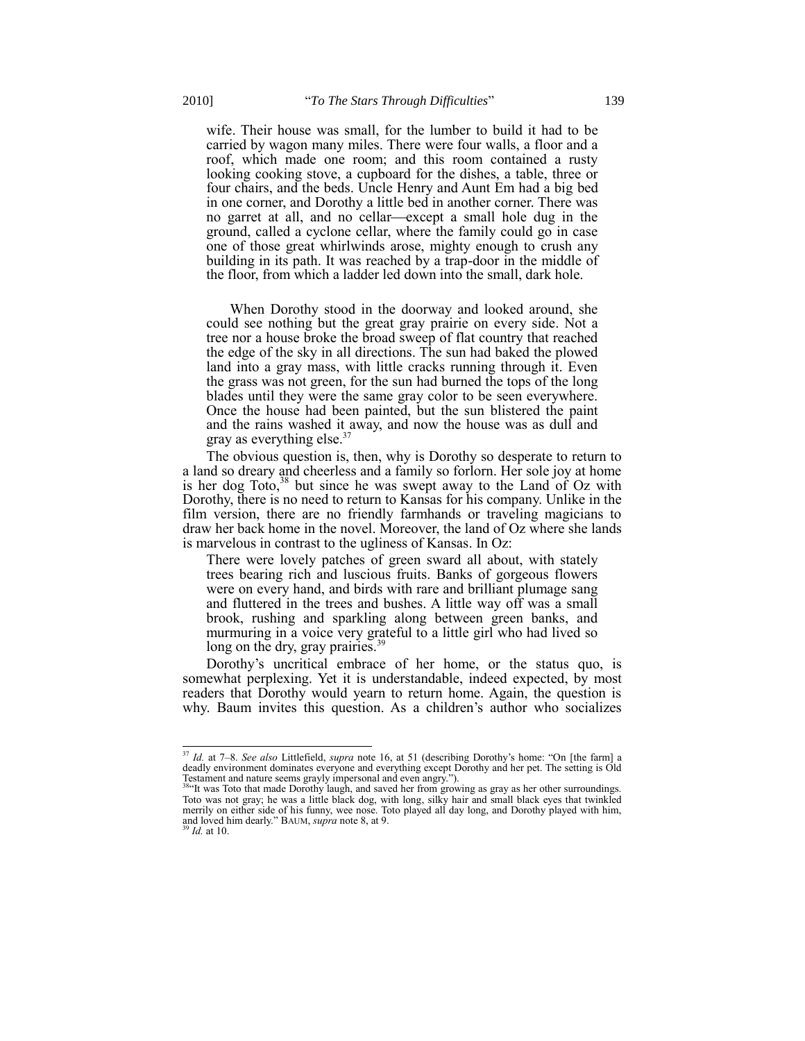> wife. Their house was small, for the lumber to build it had to be carried by wagon many miles. There were four walls, a floor and a roof, which made one room; and this room contained a rusty looking cooking stove, a cupboard for the dishes, a table, three or four chairs, and the beds. Uncle Henry and Aunt Em had a big bed in one corner, and Dorothy a little bed in another corner. There was no garret at all, and no cellar—except a small hole dug in the ground, called a cyclone cellar, where the family could go in case one of those great whirlwinds arose, mighty enough to crush any building in its path. It was reached by a trap-door in the middle of the floor, from which a ladder led down into the small, dark hole.
>
> When Dorothy stood in the doorway and looked around, she could see nothing but the great gray prairie on every side. Not a tree nor a house broke the broad sweep of flat country that reached the edge of the sky in all directions. The sun had baked the plowed land into a gray mass, with little cracks running through it. Even the grass was not green, for the sun had burned the tops of the long blades until they were the same gray color to be seen everywhere. Once the house had been painted, but the sun blistered the paint and the rains washed it away, and now the house was as dull and gray as everything else.[37]

The obvious question is, then, why is Dorothy so desperate to return to a land so dreary and cheerless and a family so forlorn. Her sole joy at home is her dog Toto,[38] but since he was swept away to the Land of Oz with Dorothy, there is no need to return to Kansas for his company. Unlike in the film version, there are no friendly farmhands or traveling magicians to draw her back home in the novel. Moreover, the land of Oz where she lands is marvelous in contrast to the ugliness of Kansas. In Oz:

> There were lovely patches of green sward all about, with stately trees bearing rich and luscious fruits. Banks of gorgeous flowers were on every hand, and birds with rare and brilliant plumage sang and fluttered in the trees and bushes. A little way off was a small brook, rushing and sparkling along between green banks, and murmuring in a voice very grateful to a little girl who had lived so long on the dry, gray prairies.[39]

Dorothy's uncritical embrace of her home, or the status quo, is somewhat perplexing. Yet it is understandable, indeed expected, by most readers that Dorothy would yearn to return home. Again, the question is why. Baum invites this question. As a children's author who socializes

---

[37] *Id.* at 7–8. *See also* Littlefield, *supra* note 16, at 51 (describing Dorothy's home: "On [the farm] a deadly environment dominates everyone and everything except Dorothy and her pet. The setting is Old Testament and nature seems grayly impersonal and even angry.").

[38] "It was Toto that made Dorothy laugh, and saved her from growing as gray as her other surroundings. Toto was not gray; he was a little black dog, with long, silky hair and small black eyes that twinkled merrily on either side of his funny, wee nose. Toto played all day long, and Dorothy played with him, and loved him dearly." BAUM, *supra* note 8, at 9.

[39] *Id.* at 10.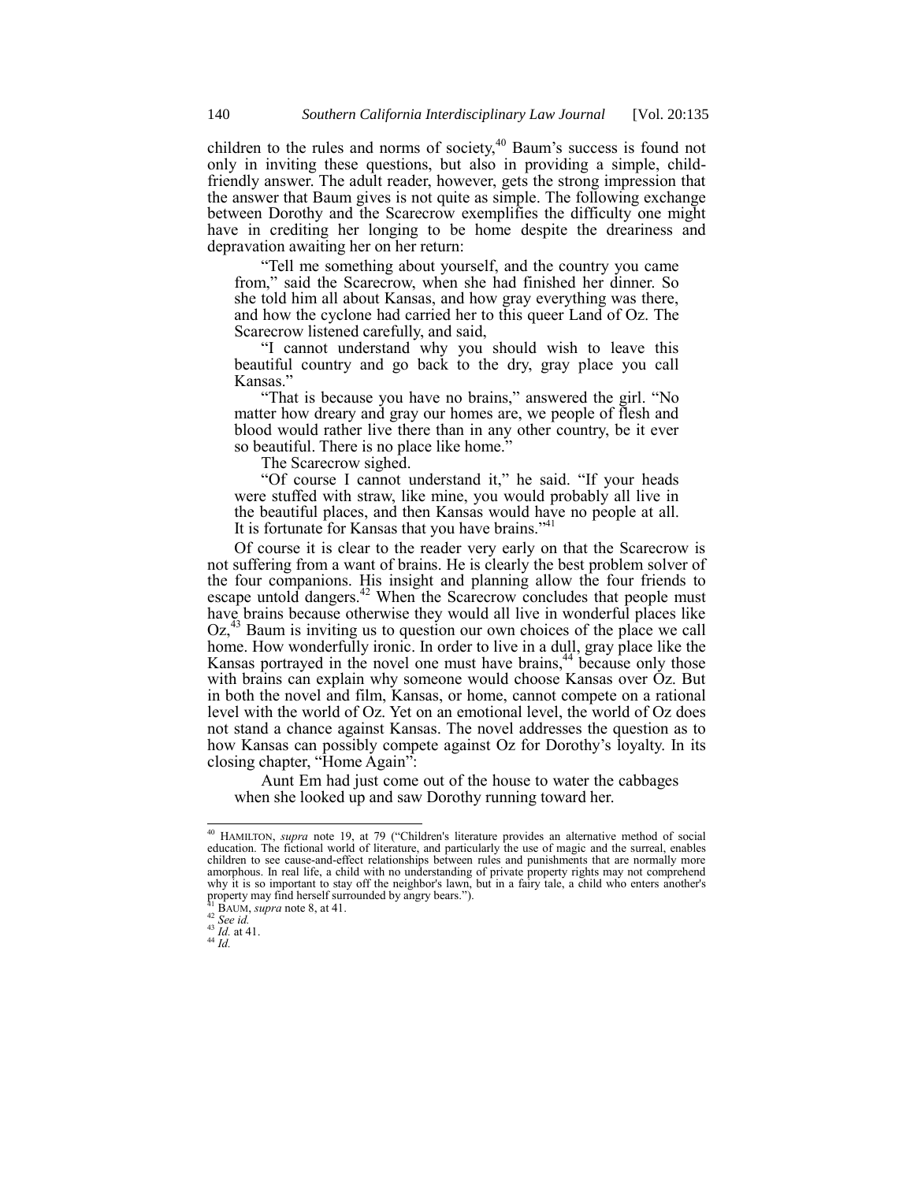children to the rules and norms of society,[40] Baum's success is found not only in inviting these questions, but also in providing a simple, child-friendly answer. The adult reader, however, gets the strong impression that the answer that Baum gives is not quite as simple. The following exchange between Dorothy and the Scarecrow exemplifies the difficulty one might have in crediting her longing to be home despite the dreariness and depravation awaiting her on her return:

> "Tell me something about yourself, and the country you came from," said the Scarecrow, when she had finished her dinner. So she told him all about Kansas, and how gray everything was there, and how the cyclone had carried her to this queer Land of Oz. The Scarecrow listened carefully, and said,
>
> "I cannot understand why you should wish to leave this beautiful country and go back to the dry, gray place you call Kansas."
>
> "That is because you have no brains," answered the girl. "No matter how dreary and gray our homes are, we people of flesh and blood would rather live there than in any other country, be it ever so beautiful. There is no place like home."
>
> The Scarecrow sighed.
>
> "Of course I cannot understand it," he said. "If your heads were stuffed with straw, like mine, you would probably all live in the beautiful places, and then Kansas would have no people at all. It is fortunate for Kansas that you have brains."[41]

Of course it is clear to the reader very early on that the Scarecrow is not suffering from a want of brains. He is clearly the best problem solver of the four companions. His insight and planning allow the four friends to escape untold dangers.[42] When the Scarecrow concludes that people must have brains because otherwise they would all live in wonderful places like Oz,[43] Baum is inviting us to question our own choices of the place we call home. How wonderfully ironic. In order to live in a dull, gray place like the Kansas portrayed in the novel one must have brains,[44] because only those with brains can explain why someone would choose Kansas over Oz. But in both the novel and film, Kansas, or home, cannot compete on a rational level with the world of Oz. Yet on an emotional level, the world of Oz does not stand a chance against Kansas. The novel addresses the question as to how Kansas can possibly compete against Oz for Dorothy's loyalty. In its closing chapter, "Home Again":

> Aunt Em had just come out of the house to water the cabbages when she looked up and saw Dorothy running toward her.

---

[40] HAMILTON, *supra* note 19, at 79 ("Children's literature provides an alternative method of social education. The fictional world of literature, and particularly the use of magic and the surreal, enables children to see cause-and-effect relationships between rules and punishments that are normally more amorphous. In real life, a child with no understanding of private property rights may not comprehend why it is so important to stay off the neighbor's lawn, but in a fairy tale, a child who enters another's property may find herself surrounded by angry bears.").

[41] BAUM, *supra* note 8, at 41.

[42] *See id.*

[43] *Id.* at 41.

[44] *Id.*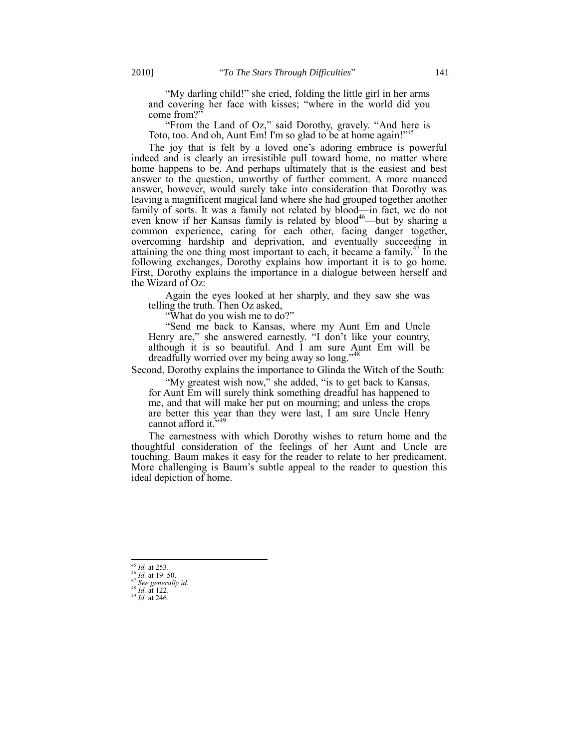> "My darling child!" she cried, folding the little girl in her arms and covering her face with kisses; "where in the world did you come from?"
>
> "From the Land of Oz," said Dorothy, gravely. "And here is Toto, too. And oh, Aunt Em! I'm so glad to be at home again!"[45]

The joy that is felt by a loved one's adoring embrace is powerful indeed and is clearly an irresistible pull toward home, no matter where home happens to be. And perhaps ultimately that is the easiest and best answer to the question, unworthy of further comment. A more nuanced answer, however, would surely take into consideration that Dorothy was leaving a magnificent magical land where she had grouped together another family of sorts. It was a family not related by blood—in fact, we do not even know if her Kansas family is related by blood[46]—but by sharing a common experience, caring for each other, facing danger together, overcoming hardship and deprivation, and eventually succeeding in attaining the one thing most important to each, it became a family.[47] In the following exchanges, Dorothy explains how important it is to go home. First, Dorothy explains the importance in a dialogue between herself and the Wizard of Oz:

> Again the eyes looked at her sharply, and they saw she was telling the truth. Then Oz asked,
>
> "What do you wish me to do?"
>
> "Send me back to Kansas, where my Aunt Em and Uncle Henry are," she answered earnestly. "I don't like your country, although it is so beautiful. And I am sure Aunt Em will be dreadfully worried over my being away so long."[48]

Second, Dorothy explains the importance to Glinda the Witch of the South:

> "My greatest wish now," she added, "is to get back to Kansas, for Aunt Em will surely think something dreadful has happened to me, and that will make her put on mourning; and unless the crops are better this year than they were last, I am sure Uncle Henry cannot afford it."[49]

The earnestness with which Dorothy wishes to return home and the thoughtful consideration of the feelings of her Aunt and Uncle are touching. Baum makes it easy for the reader to relate to her predicament. More challenging is Baum's subtle appeal to the reader to question this ideal depiction of home.

---

[45] *Id.* at 253.
[46] *Id.* at 19–50.
[47] *See generally id.*
[48] *Id.* at 122.
[49] *Id.* at 246.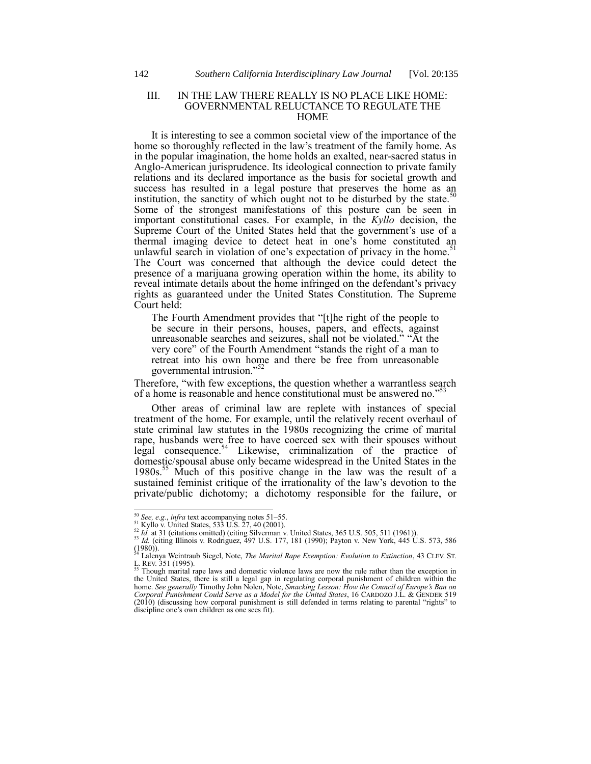## III. IN THE LAW THERE REALLY IS NO PLACE LIKE HOME: GOVERNMENTAL RELUCTANCE TO REGULATE THE HOME

It is interesting to see a common societal view of the importance of the home so thoroughly reflected in the law's treatment of the family home. As in the popular imagination, the home holds an exalted, near-sacred status in Anglo-American jurisprudence. Its ideological connection to private family relations and its declared importance as the basis for societal growth and success has resulted in a legal posture that preserves the home as an institution, the sanctity of which ought not to be disturbed by the state.[50] Some of the strongest manifestations of this posture can be seen in important constitutional cases. For example, in the *Kyllo* decision, the Supreme Court of the United States held that the government's use of a thermal imaging device to detect heat in one's home constituted an unlawful search in violation of one's expectation of privacy in the home.[51] The Court was concerned that although the device could detect the presence of a marijuana growing operation within the home, its ability to reveal intimate details about the home infringed on the defendant's privacy rights as guaranteed under the United States Constitution. The Supreme Court held:

> The Fourth Amendment provides that "[t]he right of the people to be secure in their persons, houses, papers, and effects, against unreasonable searches and seizures, shall not be violated." "At the very core" of the Fourth Amendment "stands the right of a man to retreat into his own home and there be free from unreasonable governmental intrusion."[52]

Therefore, "with few exceptions, the question whether a warrantless search of a home is reasonable and hence constitutional must be answered no."[53]

Other areas of criminal law are replete with instances of special treatment of the home. For example, until the relatively recent overhaul of state criminal law statutes in the 1980s recognizing the crime of marital rape, husbands were free to have coerced sex with their spouses without legal consequence.[54] Likewise, criminalization of the practice of domestic/spousal abuse only became widespread in the United States in the 1980s.[55] Much of this positive change in the law was the result of a sustained feminist critique of the irrationality of the law's devotion to the private/public dichotomy; a dichotomy responsible for the failure, or

---

[50] *See, e.g.*, *infra* text accompanying notes 51–55.

[51] Kyllo v. United States, 533 U.S. 27, 40 (2001).

[52] *Id.* at 31 (citations omitted) (citing Silverman v. United States, 365 U.S. 505, 511 (1961)).

[53] *Id.* (citing Illinois v. Rodriguez, 497 U.S. 177, 181 (1990); Payton v. New York, 445 U.S. 573, 586 (1980)).

[54] Lalenya Weintraub Siegel, Note, *The Marital Rape Exemption: Evolution to Extinction*, 43 CLEV. ST. L. REV. 351 (1995).

[55] Though marital rape laws and domestic violence laws are now the rule rather than the exception in the United States, there is still a legal gap in regulating corporal punishment of children within the home. *See generally* Timothy John Nolen, Note, *Smacking Lesson: How the Council of Europe's Ban on Corporal Punishment Could Serve as a Model for the United States*, 16 CARDOZO J.L. & GENDER 519 (2010) (discussing how corporal punishment is still defended in terms relating to parental "rights" to discipline one's own children as one sees fit).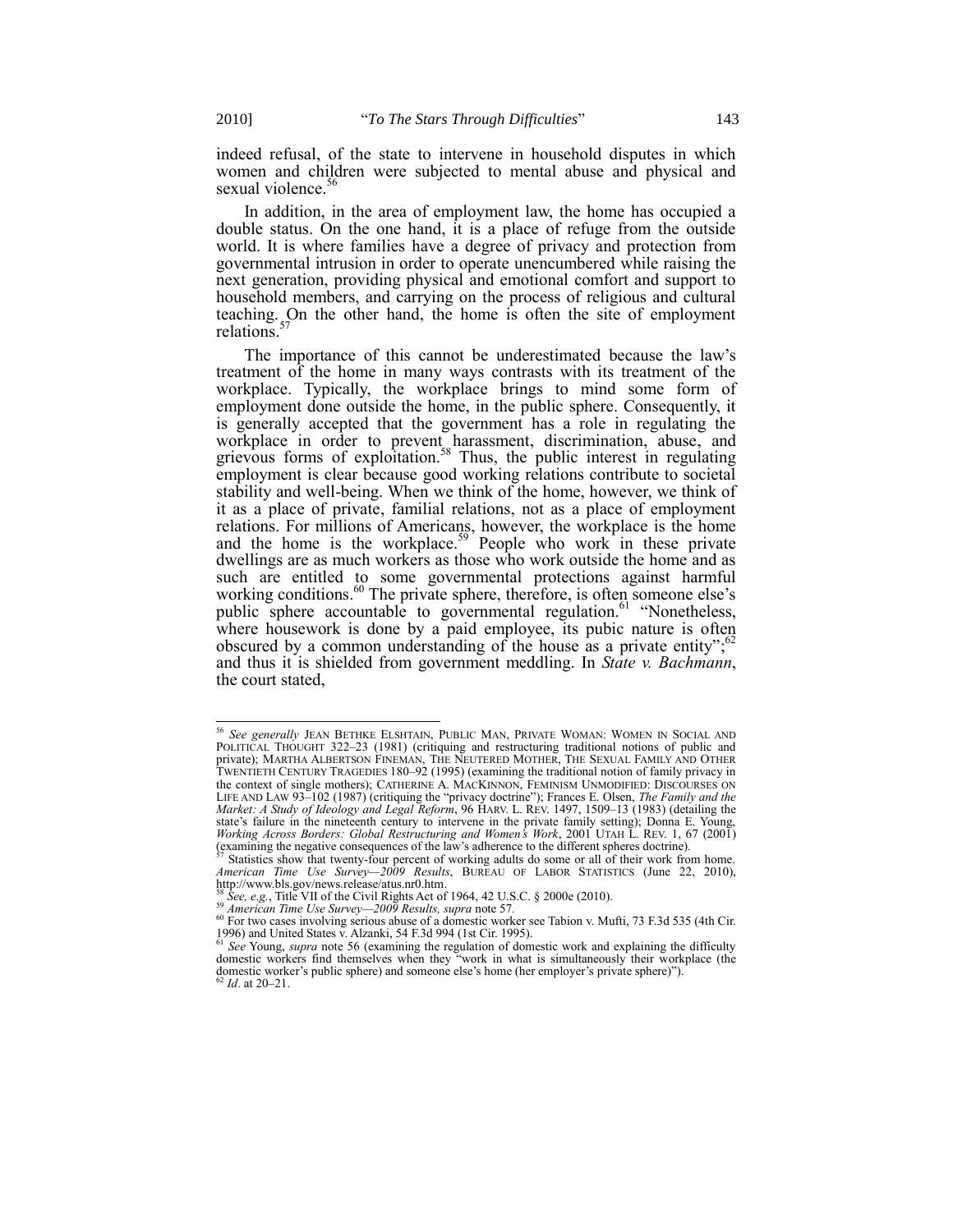indeed refusal, of the state to intervene in household disputes in which women and children were subjected to mental abuse and physical and sexual violence.[56]

In addition, in the area of employment law, the home has occupied a double status. On the one hand, it is a place of refuge from the outside world. It is where families have a degree of privacy and protection from governmental intrusion in order to operate unencumbered while raising the next generation, providing physical and emotional comfort and support to household members, and carrying on the process of religious and cultural teaching. On the other hand, the home is often the site of employment relations.[57]

The importance of this cannot be underestimated because the law's treatment of the home in many ways contrasts with its treatment of the workplace. Typically, the workplace brings to mind some form of employment done outside the home, in the public sphere. Consequently, it is generally accepted that the government has a role in regulating the workplace in order to prevent harassment, discrimination, abuse, and grievous forms of exploitation.[58] Thus, the public interest in regulating employment is clear because good working relations contribute to societal stability and well-being. When we think of the home, however, we think of it as a place of private, familial relations, not as a place of employment relations. For millions of Americans, however, the workplace is the home and the home is the workplace.[59] People who work in these private dwellings are as much workers as those who work outside the home and as such are entitled to some governmental protections against harmful working conditions.[60] The private sphere, therefore, is often someone else's public sphere accountable to governmental regulation.[61] "Nonetheless, where housework is done by a paid employee, its pubic nature is often obscured by a common understanding of the house as a private entity";[62] and thus it is shielded from government meddling. In *State v. Bachmann*, the court stated,

---

[56] *See generally* JEAN BETHKE ELSHTAIN, PUBLIC MAN, PRIVATE WOMAN: WOMEN IN SOCIAL AND POLITICAL THOUGHT 322–23 (1981) (critiquing and restructuring traditional notions of public and private); MARTHA ALBERTSON FINEMAN, THE NEUTERED MOTHER, THE SEXUAL FAMILY AND OTHER TWENTIETH CENTURY TRAGEDIES 180–92 (1995) (examining the traditional notion of family privacy in the context of single mothers); CATHERINE A. MACKINNON, FEMINISM UNMODIFIED: DISCOURSES ON LIFE AND LAW 93–102 (1987) (critiquing the "privacy doctrine"); Frances E. Olsen, *The Family and the Market: A Study of Ideology and Legal Reform*, 96 HARV. L. REV. 1497, 1509–13 (1983) (detailing the state's failure in the nineteenth century to intervene in the private family setting); Donna E. Young, *Working Across Borders: Global Restructuring and Women's Work*, 2001 UTAH L. REV. 1, 67 (2001) (examining the negative consequences of the law's adherence to the different spheres doctrine).

[57] Statistics show that twenty-four percent of working adults do some or all of their work from home. *American Time Use Survey—2009 Results*, BUREAU OF LABOR STATISTICS (June 22, 2010), http://www.bls.gov/news.release/atus.nr0.htm.

[58] *See, e.g.*, Title VII of the Civil Rights Act of 1964, 42 U.S.C. § 2000e (2010).

[59] *American Time Use Survey—2009 Results, supra* note 57.

[60] For two cases involving serious abuse of a domestic worker see Tabion v. Mufti, 73 F.3d 535 (4th Cir. 1996) and United States v. Alzanki, 54 F.3d 994 (1st Cir. 1995).

[61] *See* Young, *supra* note 56 (examining the regulation of domestic work and explaining the difficulty domestic workers find themselves when they "work in what is simultaneously their workplace (the domestic worker's public sphere) and someone else's home (her employer's private sphere)").

[62] *Id*. at 20–21.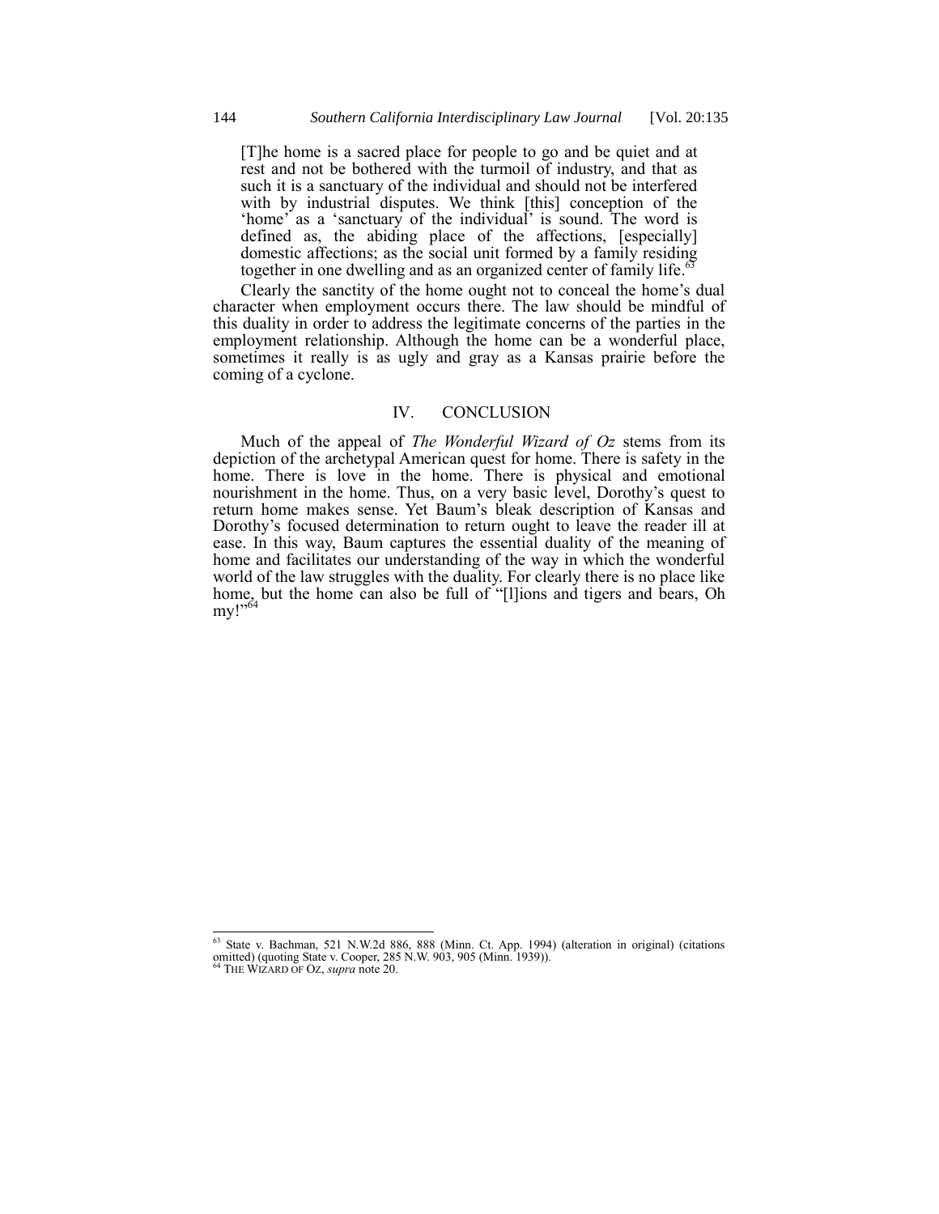> [T]he home is a sacred place for people to go and be quiet and at rest and not be bothered with the turmoil of industry, and that as such it is a sanctuary of the individual and should not be interfered with by industrial disputes. We think [this] conception of the 'home' as a 'sanctuary of the individual' is sound. The word is defined as, the abiding place of the affections, [especially] domestic affections; as the social unit formed by a family residing together in one dwelling and as an organized center of family life.[63]

Clearly the sanctity of the home ought not to conceal the home's dual character when employment occurs there. The law should be mindful of this duality in order to address the legitimate concerns of the parties in the employment relationship. Although the home can be a wonderful place, sometimes it really is as ugly and gray as a Kansas prairie before the coming of a cyclone.

## IV. CONCLUSION

Much of the appeal of *The Wonderful Wizard of Oz* stems from its depiction of the archetypal American quest for home. There is safety in the home. There is love in the home. There is physical and emotional nourishment in the home. Thus, on a very basic level, Dorothy's quest to return home makes sense. Yet Baum's bleak description of Kansas and Dorothy's focused determination to return ought to leave the reader ill at ease. In this way, Baum captures the essential duality of the meaning of home and facilitates our understanding of the way in which the wonderful world of the law struggles with the duality. For clearly there is no place like home, but the home can also be full of "[l]ions and tigers and bears, Oh my!"[64]

---

[63] State v. Bachman, 521 N.W.2d 886, 888 (Minn. Ct. App. 1994) (alteration in original) (citations omitted) (quoting State v. Cooper, 285 N.W. 903, 905 (Minn. 1939)).

[64] THE WIZARD OF OZ, *supra* note 20.